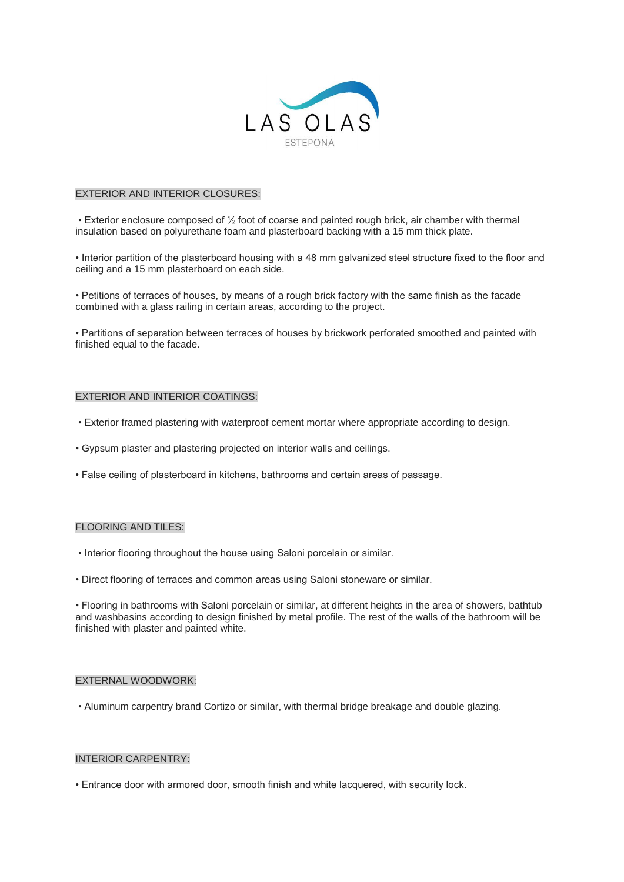# LAS OLAS

ESTEPONA

## EXTERIOR AND INTERIOR CLOSURES:

• Exterior enclosure composed of ½ foot of coarse and painted rough brick, air chamber with thermal insulation based on polyurethane foam and plasterboard backing with a 15 mm thick plate.

• Interior partition of the plasterboard housing with a 48 mm galvanized steel structure fixed to the floor and ceiling and a 15 mm plasterboard on each side.

• Petitions of terraces of houses, by means of a rough brick factory with the same finish as the facade combined with a glass railing in certain areas, according to the project.

• Partitions of separation between terraces of houses by brickwork perforated smoothed and painted with finished equal to the facade.

## EXTERIOR AND INTERIOR COATINGS:

• Exterior framed plastering with waterproof cement mortar where appropriate according to design.

• Gypsum plaster and plastering projected on interior walls and ceilings.

• False ceiling of plasterboard in kitchens, bathrooms and certain areas of passage.

## FLOORING AND TILES:

• Interior flooring throughout the house using Saloni porcelain or similar.

• Direct flooring of terraces and common areas using Saloni stoneware or similar.

• Flooring in bathrooms with Saloni porcelain or similar, at different heights in the area of showers, bathtub and washbasins according to design finished by metal profile. The rest of the walls of the bathroom will be finished with plaster and painted white.

## EXTERNAL WOODWORK:

• Aluminum carpentry brand Cortizo or similar, with thermal bridge breakage and double glazing.

## INTERIOR CARPENTRY:

• Entrance door with armored door, smooth finish and white lacquered, with security lock.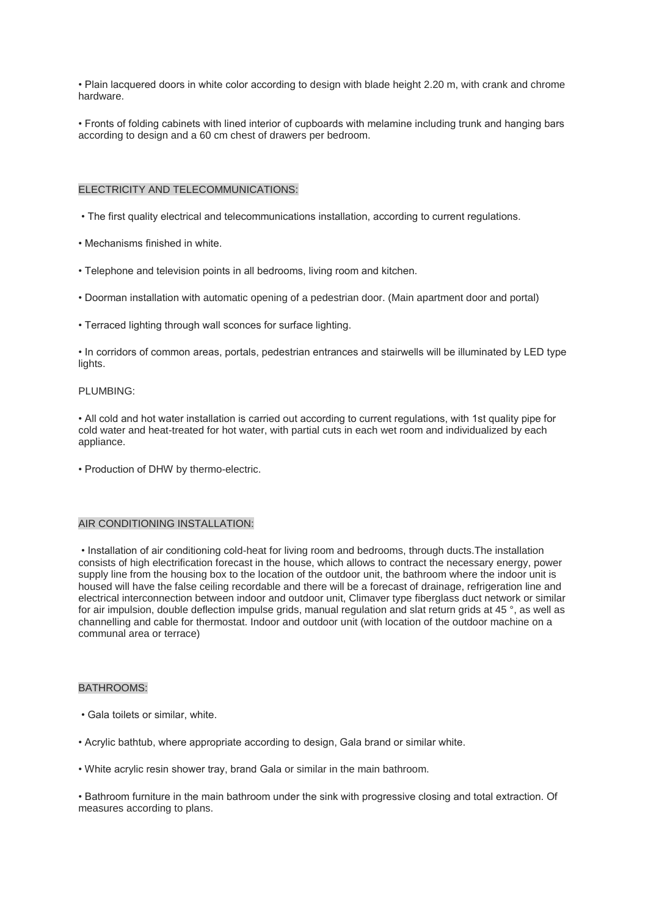• Plain lacquered doors in white color according to design with blade height 2.20 m, with crank and chrome hardware.

• Fronts of folding cabinets with lined interior of cupboards with melamine including trunk and hanging bars according to design and a 60 cm chest of drawers per bedroom.

## ELECTRICITY AND TELECOMMUNICATIONS:

• The first quality electrical and telecommunications installation, according to current regulations.

• Mechanisms finished in white.

• Telephone and television points in all bedrooms, living room and kitchen.

• Doorman installation with automatic opening of a pedestrian door. (Main apartment door and portal)

• Terraced lighting through wall sconces for surface lighting.

• In corridors of common areas, portals, pedestrian entrances and stairwells will be illuminated by LED type lights.

## PLUMBING:

• All cold and hot water installation is carried out according to current regulations, with 1st quality pipe for cold water and heat-treated for hot water, with partial cuts in each wet room and individualized by each appliance.

• Production of DHW by thermo-electric.

## AIR CONDITIONING INSTALLATION:

• Installation of air conditioning cold-heat for living room and bedrooms, through ducts.The installation consists of high electrification forecast in the house, which allows to contract the necessary energy, power supply line from the housing box to the location of the outdoor unit, the bathroom where the indoor unit is housed will have the false ceiling recordable and there will be a forecast of drainage, refrigeration line and electrical interconnection between indoor and outdoor unit, Climaver type fiberglass duct network or similar for air impulsion, double deflection impulse grids, manual regulation and slat return grids at 45 °, as well as channelling and cable for thermostat. Indoor and outdoor unit (with location of the outdoor machine on a communal area or terrace)

## BATHROOMS:

• Gala toilets or similar, white.

• Acrylic bathtub, where appropriate according to design, Gala brand or similar white.

• White acrylic resin shower tray, brand Gala or similar in the main bathroom.

• Bathroom furniture in the main bathroom under the sink with progressive closing and total extraction. Of measures according to plans.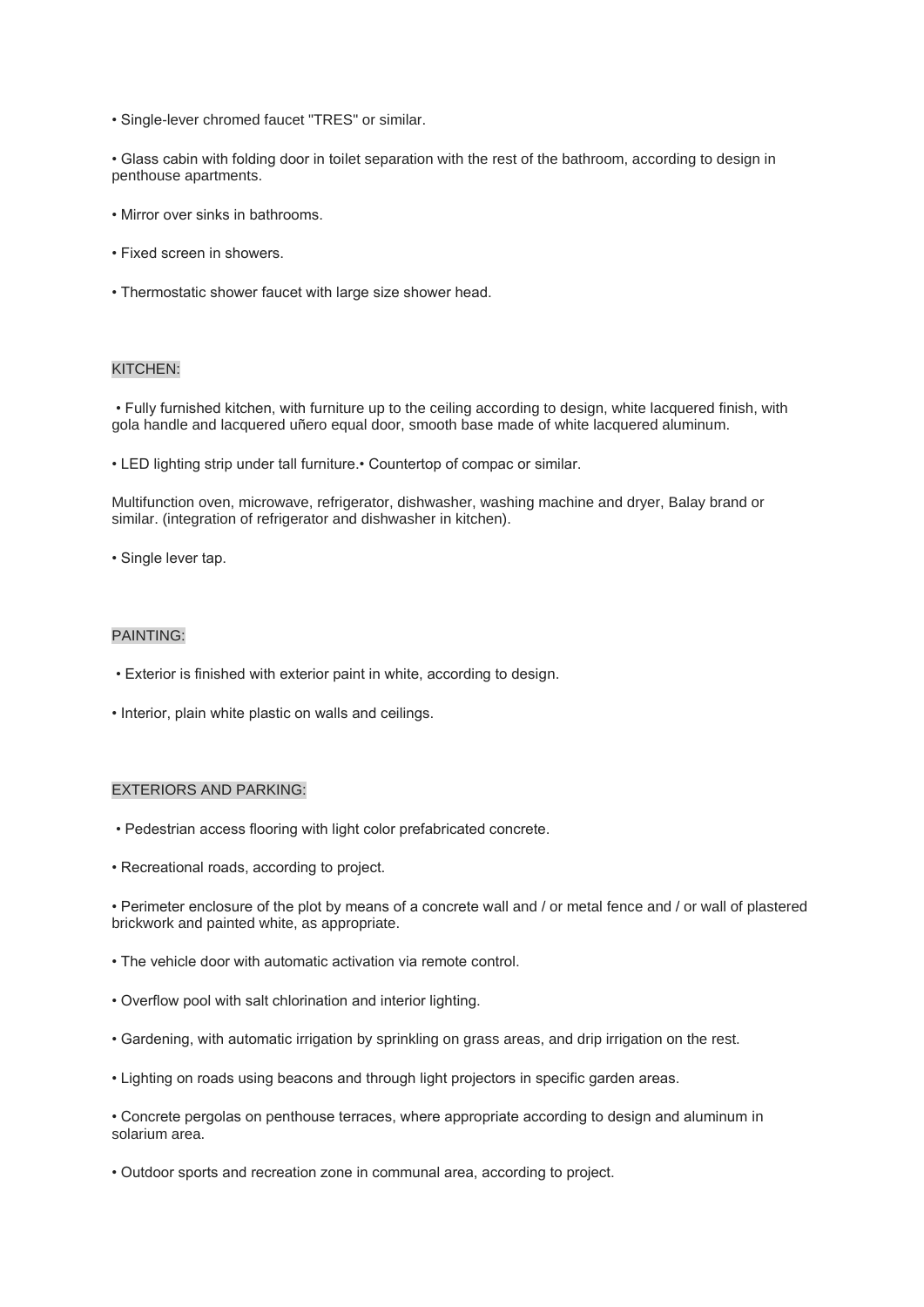• Single-lever chromed faucet "TRES" or similar.

• Glass cabin with folding door in toilet separation with the rest of the bathroom, according to design in penthouse apartments.

• Mirror over sinks in bathrooms.

• Fixed screen in showers.

• Thermostatic shower faucet with large size shower head.

## KITCHEN:

• Fully furnished kitchen, with furniture up to the ceiling according to design, white lacquered finish, with gola handle and lacquered uñero equal door, smooth base made of white lacquered aluminum.

• LED lighting strip under tall furniture.• Countertop of compac or similar.

Multifunction oven, microwave, refrigerator, dishwasher, washing machine and dryer, Balay brand or similar. (integration of refrigerator and dishwasher in kitchen).

• Single lever tap.

## PAINTING:

• Exterior is finished with exterior paint in white, according to design.

• Interior, plain white plastic on walls and ceilings.

## EXTERIORS AND PARKING:

• Pedestrian access flooring with light color prefabricated concrete.

• Recreational roads, according to project.

• Perimeter enclosure of the plot by means of a concrete wall and / or metal fence and / or wall of plastered brickwork and painted white, as appropriate.

• The vehicle door with automatic activation via remote control.

• Overflow pool with salt chlorination and interior lighting.

• Gardening, with automatic irrigation by sprinkling on grass areas, and drip irrigation on the rest.

• Lighting on roads using beacons and through light projectors in specific garden areas.

• Concrete pergolas on penthouse terraces, where appropriate according to design and aluminum in solarium area.

• Outdoor sports and recreation zone in communal area, according to project.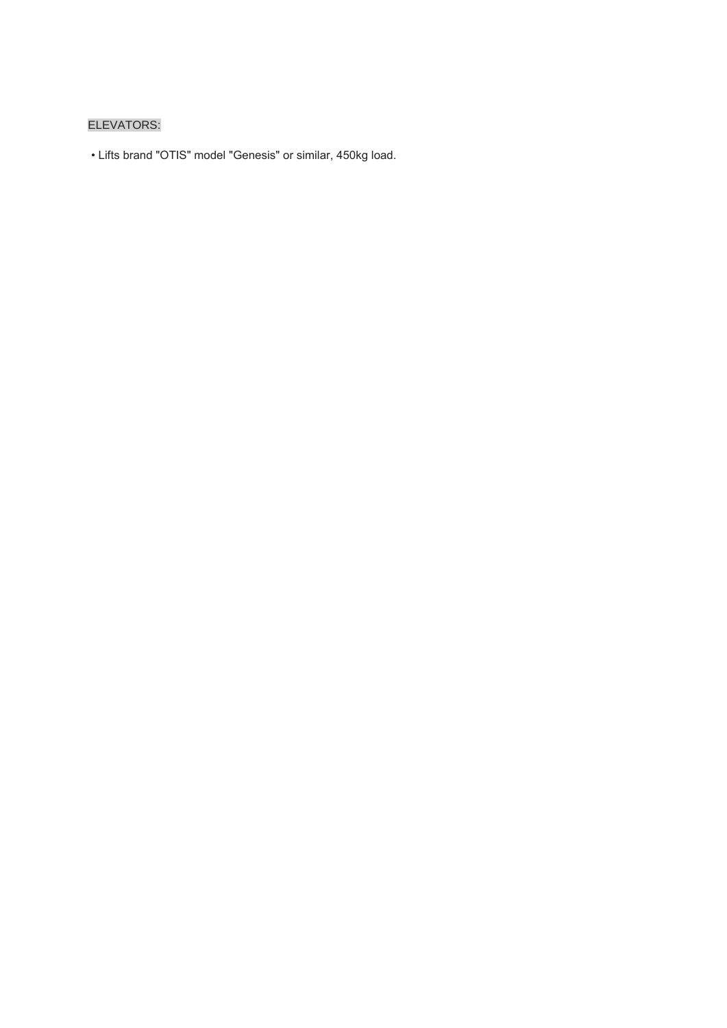ELEVATORS:

- Lifts brand "OTIS" model "Genesis" or similar, 450kg load.